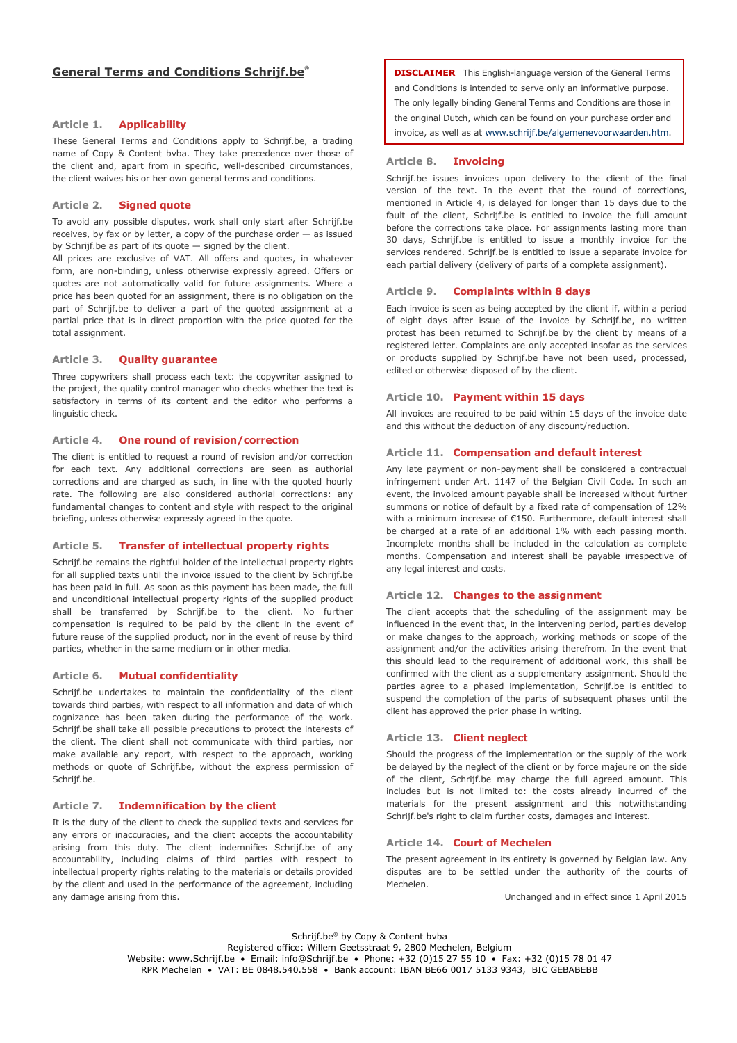# General Terms and Conditions Schrijf.be®

## Article 1. Applicability

These General Terms and Conditions apply to Schrijf.be, a trading name of Copy & Content bvba. They take precedence over those of the client and, apart from in specific, well-described circumstances, the client waives his or her own general terms and conditions.

## Article 2. Signed quote

To avoid any possible disputes, work shall only start after Schrijf.be receives, by fax or by letter, a copy of the purchase order — as issued by Schrijf.be as part of its quote — signed by the client.

All prices are exclusive of VAT. All offers and quotes, in whatever form, are non-binding, unless otherwise expressly agreed. Offers or quotes are not automatically valid for future assignments. Where a price has been quoted for an assignment, there is no obligation on the part of Schrijf.be to deliver a part of the quoted assignment at a partial price that is in direct proportion with the price quoted for the total assignment.

## Article 3. Quality guarantee

Three copywriters shall process each text: the copywriter assigned to the project, the quality control manager who checks whether the text is satisfactory in terms of its content and the editor who performs a linguistic check.

## Article 4. One round of revision/correction

The client is entitled to request a round of revision and/or correction for each text. Any additional corrections are seen as authorial corrections and are charged as such, in line with the quoted hourly rate. The following are also considered authorial corrections: any fundamental changes to content and style with respect to the original briefing, unless otherwise expressly agreed in the quote.

## Article 5. Transfer of intellectual property rights

Schrijf.be remains the rightful holder of the intellectual property rights for all supplied texts until the invoice issued to the client by Schrijf.be has been paid in full. As soon as this payment has been made, the full and unconditional intellectual property rights of the supplied product shall be transferred by Schrijf.be to the client. No further compensation is required to be paid by the client in the event of future reuse of the supplied product, nor in the event of reuse by third parties, whether in the same medium or in other media.

## Article 6. Mutual confidentiality

Schrijf.be undertakes to maintain the confidentiality of the client towards third parties, with respect to all information and data of which cognizance has been taken during the performance of the work. Schrijf.be shall take all possible precautions to protect the interests of the client. The client shall not communicate with third parties, nor make available any report, with respect to the approach, working methods or quote of Schrijf.be, without the express permission of Schrijf.be.

## Article 7. Indemnification by the client

It is the duty of the client to check the supplied texts and services for any errors or inaccuracies, and the client accepts the accountability arising from this duty. The client indemnifies Schrijf.be of any accountability, including claims of third parties with respect to intellectual property rights relating to the materials or details provided by the client and used in the performance of the agreement, including any damage arising from this.

> **DISCLAIMER** This English-language version of the General Terms and Conditions is intended to serve only an informative purpose. The only legally binding General Terms and Conditions are those in the original Dutch, which can be found on your purchase order and invoice, as well as at www.schrijf.be/algemenevoorwaarden.htm.

## Article 8. Invoicing

Schrijf.be issues invoices upon delivery to the client of the final version of the text. In the event that the round of corrections, mentioned in Article 4, is delayed for longer than 15 days due to the fault of the client, Schrijf.be is entitled to invoice the full amount before the corrections take place. For assignments lasting more than 30 days, Schrijf.be is entitled to issue a monthly invoice for the services rendered. Schrijf.be is entitled to issue a separate invoice for each partial delivery (delivery of parts of a complete assignment).

## Article 9. Complaints within 8 days

Each invoice is seen as being accepted by the client if, within a period of eight days after issue of the invoice by Schrijf.be, no written protest has been returned to Schrijf.be by the client by means of a registered letter. Complaints are only accepted insofar as the services or products supplied by Schrijf.be have not been used, processed, edited or otherwise disposed of by the client.

## Article 10. Payment within 15 days

All invoices are required to be paid within 15 days of the invoice date and this without the deduction of any discount/reduction.

## Article 11. Compensation and default interest

Any late payment or non-payment shall be considered a contractual infringement under Art. 1147 of the Belgian Civil Code. In such an event, the invoiced amount payable shall be increased without further summons or notice of default by a fixed rate of compensation of 12% with a minimum increase of €150. Furthermore, default interest shall be charged at a rate of an additional 1% with each passing month. Incomplete months shall be included in the calculation as complete months. Compensation and interest shall be payable irrespective of any legal interest and costs.

## Article 12. Changes to the assignment

The client accepts that the scheduling of the assignment may be influenced in the event that, in the intervening period, parties develop or make changes to the approach, working methods or scope of the assignment and/or the activities arising therefrom. In the event that this should lead to the requirement of additional work, this shall be confirmed with the client as a supplementary assignment. Should the parties agree to a phased implementation, Schrijf.be is entitled to suspend the completion of the parts of subsequent phases until the client has approved the prior phase in writing.

## Article 13. Client neglect

Should the progress of the implementation or the supply of the work be delayed by the neglect of the client or by force majeure on the side of the client, Schrijf.be may charge the full agreed amount. This includes but is not limited to: the costs already incurred of the materials for the present assignment and this notwithstanding Schrijf.be's right to claim further costs, damages and interest.

## Article 14. Court of Mechelen

The present agreement in its entirety is governed by Belgian law. Any disputes are to be settled under the authority of the courts of Mechelen.

Unchanged and in effect since 1 April 2015

Schrijf.be® by Copy & Content bvba
Registered office: Willem Geetsstraat 9, 2800 Mechelen, Belgium
Website: www.Schrijf.be • Email: info@Schrijf.be • Phone: +32 (0)15 27 55 10 • Fax: +32 (0)15 78 01 47
RPR Mechelen • VAT: BE 0848.540.558 • Bank account: IBAN BE66 0017 5133 9343, BIC GEBABEBB